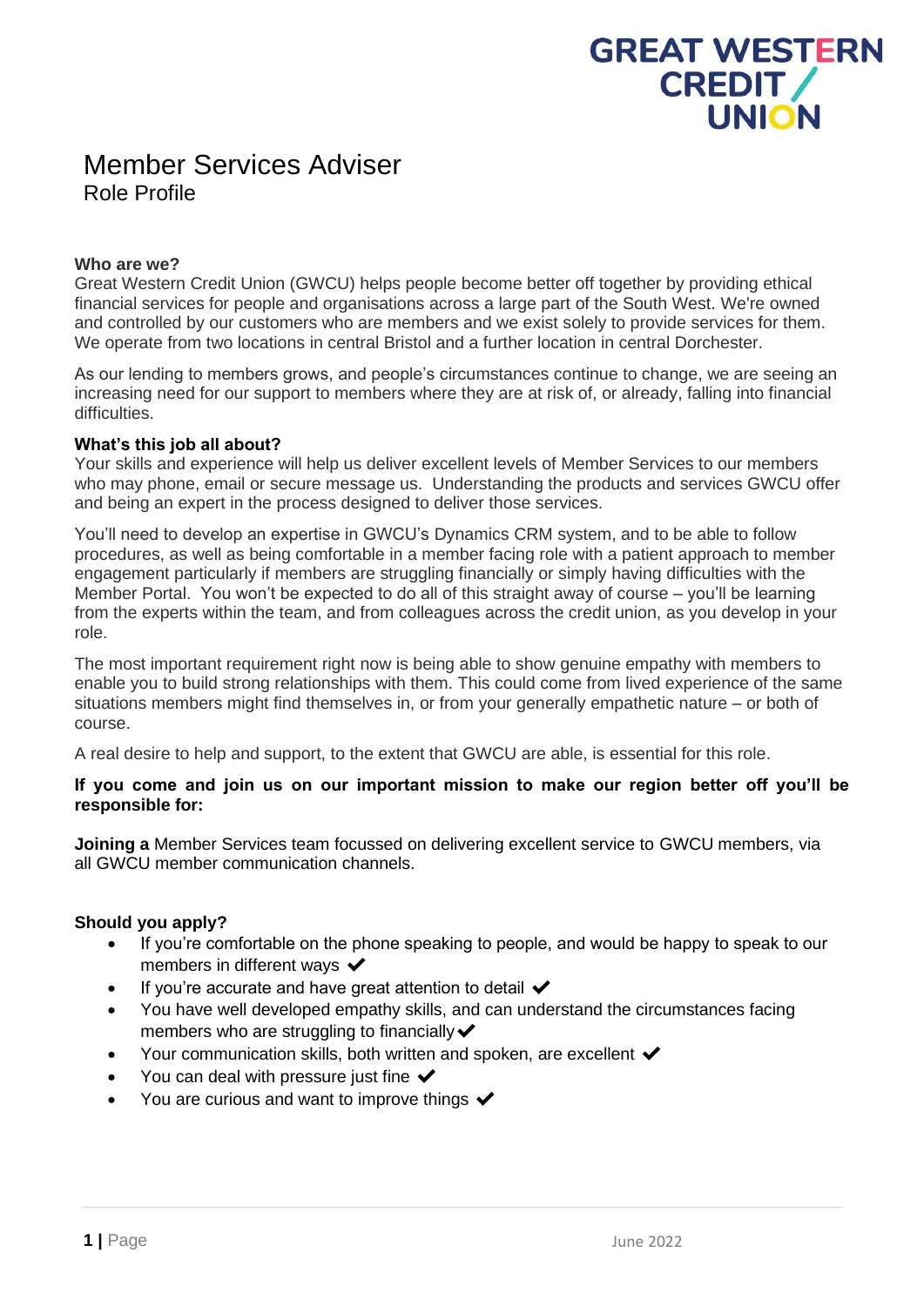GREAT WESTERN CREDIT / UNION

# Member Services Adviser

## Role Profile

**Who are we?**
Great Western Credit Union (GWCU) helps people become better off together by providing ethical financial services for people and organisations across a large part of the South West. We're owned and controlled by our customers who are members and we exist solely to provide services for them. We operate from two locations in central Bristol and a further location in central Dorchester.

As our lending to members grows, and people's circumstances continue to change, we are seeing an increasing need for our support to members where they are at risk of, or already, falling into financial difficulties.

**What's this job all about?**
Your skills and experience will help us deliver excellent levels of Member Services to our members who may phone, email or secure message us. Understanding the products and services GWCU offer and being an expert in the process designed to deliver those services.

You'll need to develop an expertise in GWCU's Dynamics CRM system, and to be able to follow procedures, as well as being comfortable in a member facing role with a patient approach to member engagement particularly if members are struggling financially or simply having difficulties with the Member Portal. You won't be expected to do all of this straight away of course – you'll be learning from the experts within the team, and from colleagues across the credit union, as you develop in your role.

The most important requirement right now is being able to show genuine empathy with members to enable you to build strong relationships with them. This could come from lived experience of the same situations members might find themselves in, or from your generally empathetic nature – or both of course.

A real desire to help and support, to the extent that GWCU are able, is essential for this role.

**If you come and join us on our important mission to make our region better off you'll be responsible for:**

**Joining a** Member Services team focussed on delivering excellent service to GWCU members, via all GWCU member communication channels.

**Should you apply?**

- If you're comfortable on the phone speaking to people, and would be happy to speak to our members in different ways ✔
- If you're accurate and have great attention to detail ✔
- You have well developed empathy skills, and can understand the circumstances facing members who are struggling to financially ✔
- Your communication skills, both written and spoken, are excellent ✔
- You can deal with pressure just fine ✔
- You are curious and want to improve things ✔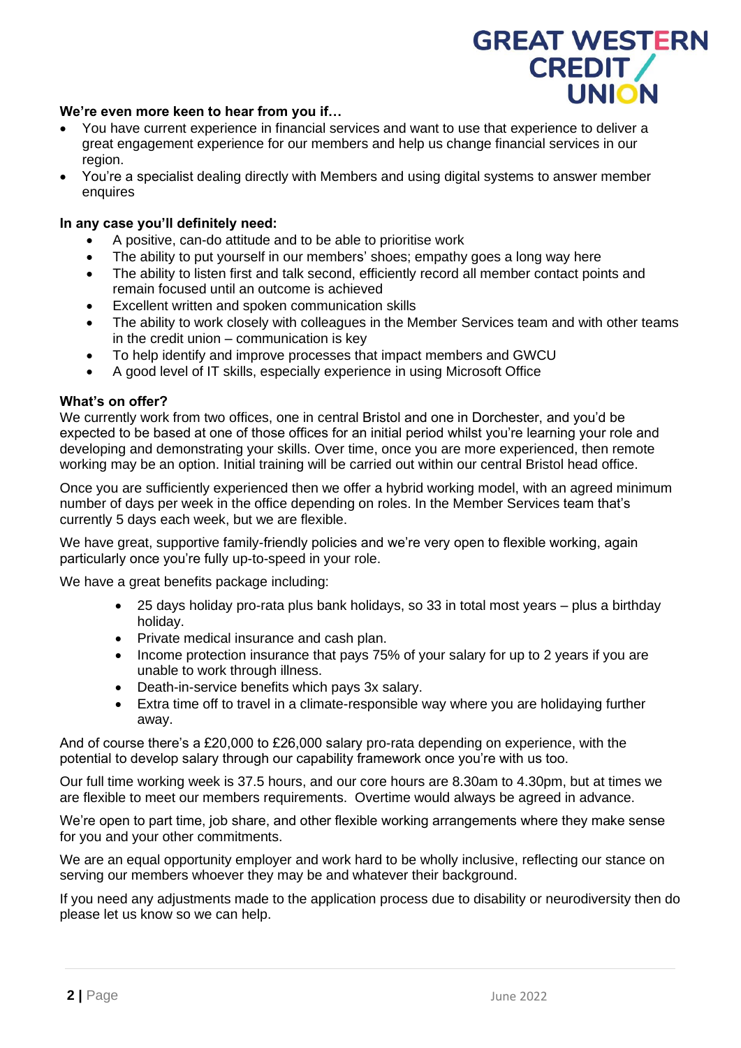**We're even more keen to hear from you if…**

- You have current experience in financial services and want to use that experience to deliver a great engagement experience for our members and help us change financial services in our region.
- You're a specialist dealing directly with Members and using digital systems to answer member enquires

**In any case you'll definitely need:**

- A positive, can-do attitude and to be able to prioritise work
- The ability to put yourself in our members' shoes; empathy goes a long way here
- The ability to listen first and talk second, efficiently record all member contact points and remain focused until an outcome is achieved
- Excellent written and spoken communication skills
- The ability to work closely with colleagues in the Member Services team and with other teams in the credit union – communication is key
- To help identify and improve processes that impact members and GWCU
- A good level of IT skills, especially experience in using Microsoft Office

**What's on offer?**

We currently work from two offices, one in central Bristol and one in Dorchester, and you'd be expected to be based at one of those offices for an initial period whilst you're learning your role and developing and demonstrating your skills. Over time, once you are more experienced, then remote working may be an option. Initial training will be carried out within our central Bristol head office.

Once you are sufficiently experienced then we offer a hybrid working model, with an agreed minimum number of days per week in the office depending on roles. In the Member Services team that's currently 5 days each week, but we are flexible.

We have great, supportive family-friendly policies and we're very open to flexible working, again particularly once you're fully up-to-speed in your role.

We have a great benefits package including:

- 25 days holiday pro-rata plus bank holidays, so 33 in total most years – plus a birthday holiday.
- Private medical insurance and cash plan.
- Income protection insurance that pays 75% of your salary for up to 2 years if you are unable to work through illness.
- Death-in-service benefits which pays 3x salary.
- Extra time off to travel in a climate-responsible way where you are holidaying further away.

And of course there's a £20,000 to £26,000 salary pro-rata depending on experience, with the potential to develop salary through our capability framework once you're with us too.

Our full time working week is 37.5 hours, and our core hours are 8.30am to 4.30pm, but at times we are flexible to meet our members requirements. Overtime would always be agreed in advance.

We're open to part time, job share, and other flexible working arrangements where they make sense for you and your other commitments.

We are an equal opportunity employer and work hard to be wholly inclusive, reflecting our stance on serving our members whoever they may be and whatever their background.

If you need any adjustments made to the application process due to disability or neurodiversity then do please let us know so we can help.